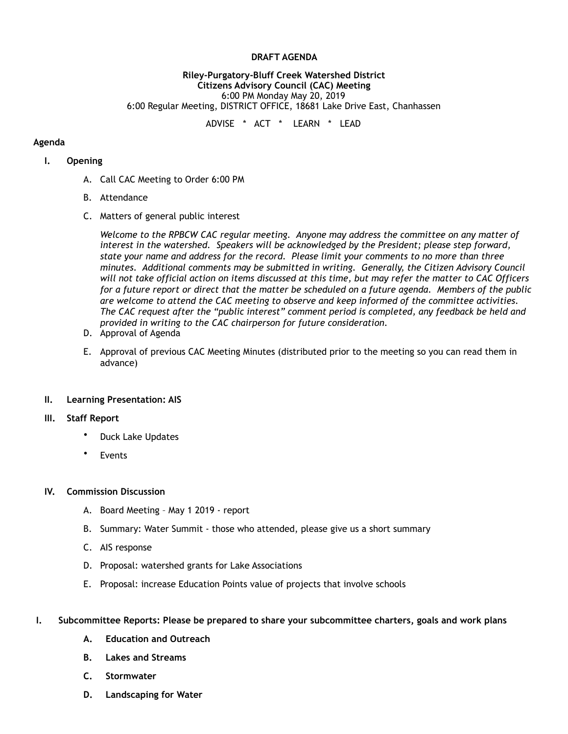**DRAFT AGENDA**

**Riley-Purgatory-Bluff Creek Watershed District**
**Citizens Advisory Council (CAC) Meeting**
6:00 PM Monday May 20, 2019
6:00 Regular Meeting, DISTRICT OFFICE, 18681 Lake Drive East, Chanhassen

ADVISE * ACT * LEARN * LEAD

**Agenda**

**I. Opening**

A. Call CAC Meeting to Order 6:00 PM

B. Attendance

C. Matters of general public interest

*Welcome to the RPBCW CAC regular meeting. Anyone may address the committee on any matter of interest in the watershed. Speakers will be acknowledged by the President; please step forward, state your name and address for the record. Please limit your comments to no more than three minutes. Additional comments may be submitted in writing. Generally, the Citizen Advisory Council will not take official action on items discussed at this time, but may refer the matter to CAC Officers for a future report or direct that the matter be scheduled on a future agenda. Members of the public are welcome to attend the CAC meeting to observe and keep informed of the committee activities. The CAC request after the "public interest" comment period is completed, any feedback be held and provided in writing to the CAC chairperson for future consideration.*

D. Approval of Agenda

E. Approval of previous CAC Meeting Minutes (distributed prior to the meeting so you can read them in advance)

**II. Learning Presentation: AIS**

**III. Staff Report**

- Duck Lake Updates
- Events

**IV. Commission Discussion**

A. Board Meeting – May 1 2019 - report

B. Summary: Water Summit - those who attended, please give us a short summary

C. AIS response

D. Proposal: watershed grants for Lake Associations

E. Proposal: increase Education Points value of projects that involve schools

**I. Subcommittee Reports: Please be prepared to share your subcommittee charters, goals and work plans**

**A. Education and Outreach**

**B. Lakes and Streams**

**C. Stormwater**

**D. Landscaping for Water**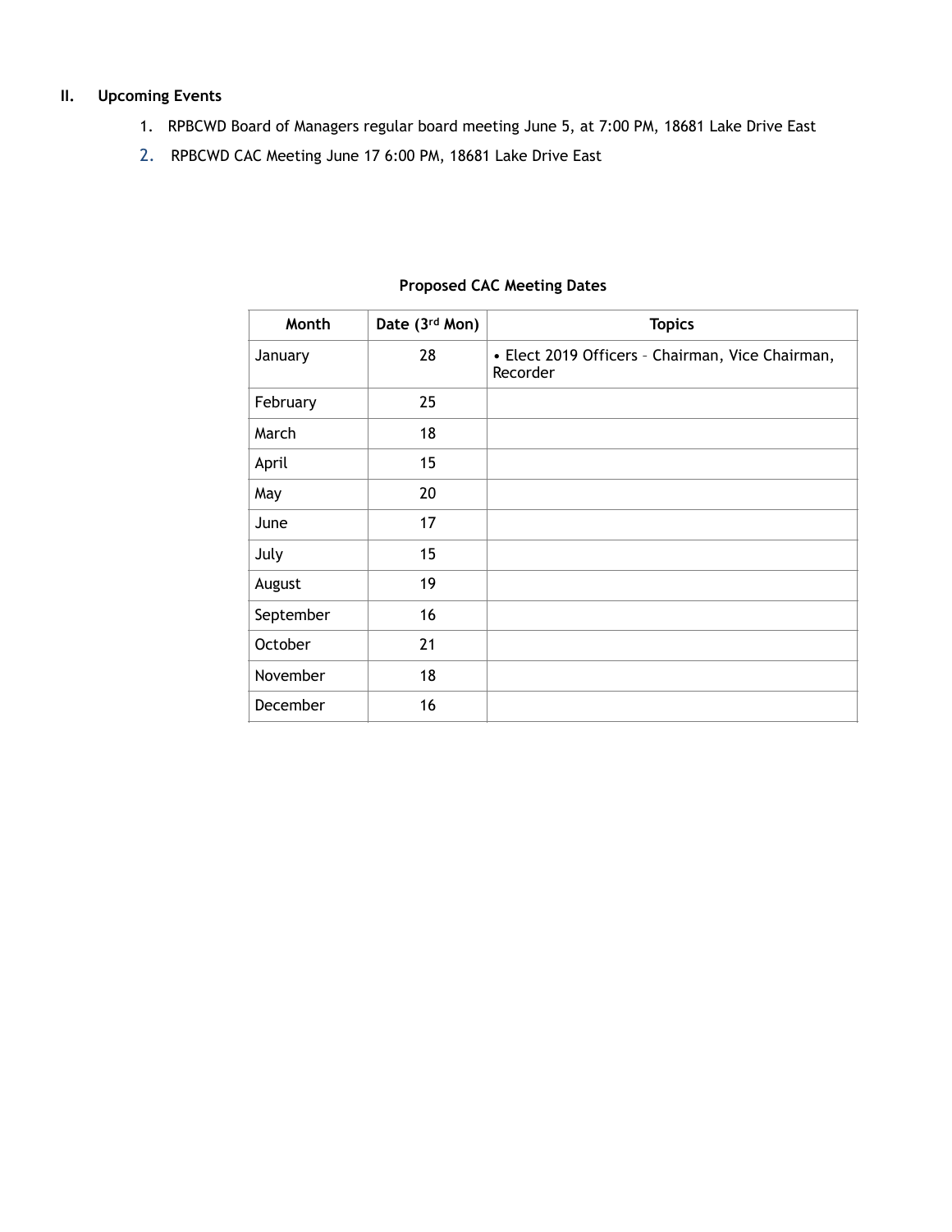## II. Upcoming Events

1. RPBCWD Board of Managers regular board meeting June 5, at 7:00 PM, 18681 Lake Drive East
2. RPBCWD CAC Meeting June 17 6:00 PM, 18681 Lake Drive East

**Proposed CAC Meeting Dates**

| Month | Date (3rd Mon) | Topics |
|---|---|---|
| January | 28 | • Elect 2019 Officers – Chairman, Vice Chairman, Recorder |
| February | 25 | |
| March | 18 | |
| April | 15 | |
| May | 20 | |
| June | 17 | |
| July | 15 | |
| August | 19 | |
| September | 16 | |
| October | 21 | |
| November | 18 | |
| December | 16 | |